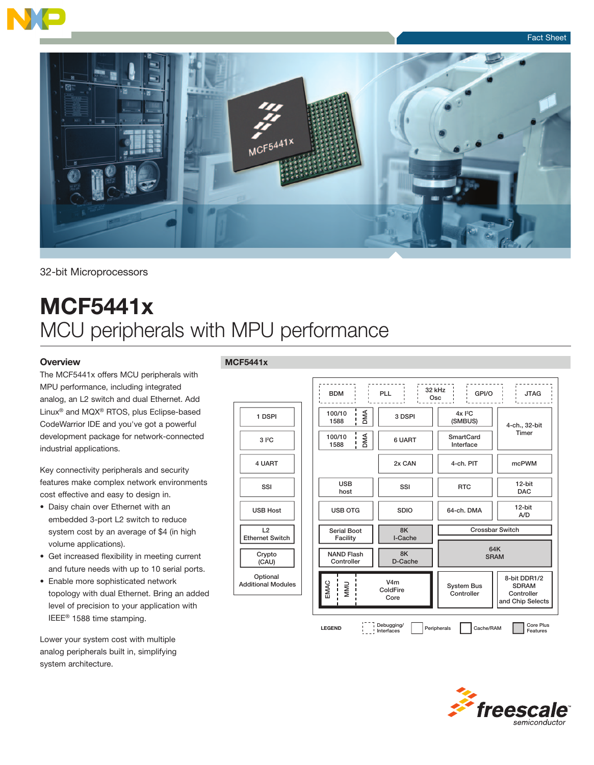Fact Sheet

32-bit Microprocessors

# MCF5441x

## MCU peripherals with MPU performance

### Overview

The MCF5441x offers MCU peripherals with MPU performance, including integrated analog, an L2 switch and dual Ethernet. Add Linux® and MQX® RTOS, plus Eclipse-based CodeWarrior IDE and you've got a powerful development package for network-connected industrial applications.

Key connectivity peripherals and security features make complex network environments cost effective and easy to design in.

- Daisy chain over Ethernet with an embedded 3-port L2 switch to reduce system cost by an average of $4 (in high volume applications).
- Get increased flexibility in meeting current and future needs with up to 10 serial ports.
- Enable more sophisticated network topology with dual Ethernet. Bring an added level of precision to your application with IEEE® 1588 time stamping.

Lower your system cost with multiple analog peripherals built in, simplifying system architecture.

### MCF5441x

**Optional Additional Modules:** 1 DSPI, 3 I²C, 4 UART, SSI, USB Host, L2 Ethernet Switch, Crypto (CAU)

**Debugging/Interfaces:** BDM, PLL, 32 kHz Osc, GPI/O, JTAG

**Peripherals:** 100/10 1588 (DMA), 100/10 1588 (DMA), 3 DSPI, 4x I²C (SMBUS), 4-ch., 32-bit Timer, 6 UART, SmartCard Interface, 2x CAN, 4-ch. PIT, mcPWM, USB host, SSI, RTC, 12-bit DAC, USB OTG, SDIO, 64-ch. DMA, 12-bit A/D, Serial Boot Facility, NAND Flash Controller, System Bus Controller, 8-bit DDR1/2 SDRAM Controller and Chip Selects

**Cache/RAM:** 8K I-Cache, 8K D-Cache, 64K SRAM

**Core Plus Features:** Crossbar Switch, V4m ColdFire Core (EMAC, MMU)

LEGEND: Debugging/Interfaces | Peripherals | Cache/RAM | Core Plus Features

freescale semiconductor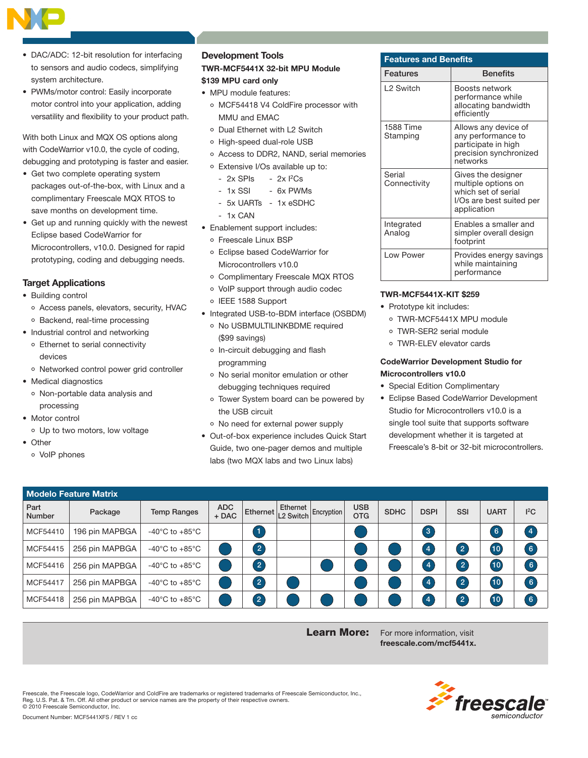- DAC/ADC: 12-bit resolution for interfacing to sensors and audio codecs, simplifying system architecture.
- PWMs/motor control: Easily incorporate motor control into your application, adding versatility and flexibility to your product path.

With both Linux and MQX OS options along with CodeWarrior v10.0, the cycle of coding, debugging and prototyping is faster and easier.

- Get two complete operating system packages out-of-the-box, with Linux and a complimentary Freescale MQX RTOS to save months on development time.
- Get up and running quickly with the newest Eclipse based CodeWarrior for Microcontrollers, v10.0. Designed for rapid prototyping, coding and debugging needs.

## Target Applications

- Building control
  - Access panels, elevators, security, HVAC
  - Backend, real-time processing
- Industrial control and networking
  - Ethernet to serial connectivity devices
  - Networked control power grid controller
- Medical diagnostics
  - Non-portable data analysis and processing
- Motor control
  - Up to two motors, low voltage
- Other
  - VoIP phones

## Development Tools

**TWR-MCF5441X 32-bit MPU Module**

**$139 MPU card only**

- MPU module features:
  - MCF54418 V4 ColdFire processor with MMU and EMAC
  - Dual Ethernet with L2 Switch
  - High-speed dual-role USB
  - Access to DDR2, NAND, serial memories
  - Extensive I/Os available up to:
    - 2x SPIs
    - 2x I²Cs
    - 1x SSI
    - 6x PWMs
    - 5x UARTs
    - 1x eSDHC
    - 1x CAN
- Enablement support includes:
  - Freescale Linux BSP
  - Eclipse based CodeWarrior for Microcontrollers v10.0
  - Complimentary Freescale MQX RTOS
  - VoIP support through audio codec
  - IEEE 1588 Support
- Integrated USB-to-BDM interface (OSBDM)
  - No USBMULTILINKBDME required ($99 savings)
  - In-circuit debugging and flash programming
  - No serial monitor emulation or other debugging techniques required
  - Tower System board can be powered by the USB circuit
  - No need for external power supply
- Out-of-box experience includes Quick Start Guide, two one-pager demos and multiple labs (two MQX labs and two Linux labs)

## Features and Benefits

| Features | Benefits |
|---|---|
| L2 Switch | Boosts network performance while allocating bandwidth efficiently |
| 1588 Time Stamping | Allows any device of any performance to participate in high precision synchronized networks |
| Serial Connectivity | Gives the designer multiple options on which set of serial I/Os are best suited per application |
| Integrated Analog | Enables a smaller and simpler overall design footprint |
| Low Power | Provides energy savings while maintaining performance |

**TWR-MCF5441X-KIT $259**

- Prototype kit includes:
  - TWR-MCF5441X MPU module
  - TWR-SER2 serial module
  - TWR-ELEV elevator cards

**CodeWarrior Development Studio for Microcontrollers v10.0**

- Special Edition Complimentary
- Eclipse Based CodeWarrior Development Studio for Microcontrollers v10.0 is a single tool suite that supports software development whether it is targeted at Freescale's 8-bit or 32-bit microcontrollers.

## Modelo Feature Matrix

| Part Number | Package | Temp Ranges | ADC + DAC | Ethernet | Ethernet L2 Switch | Encryption | USB OTG | SDHC | DSPI | SSI | UART | I²C |
|---|---|---|---|---|---|---|---|---|---|---|---|---|
| MCF54410 | 196 pin MAPBGA | -40°C to +85°C | | 1 | | | ● | | 3 | | 6 | 4 |
| MCF54415 | 256 pin MAPBGA | -40°C to +85°C | ● | 2 | | | ● | ● | 4 | 2 | 10 | 6 |
| MCF54416 | 256 pin MAPBGA | -40°C to +85°C | ● | 2 | | ● | ● | ● | 4 | 2 | 10 | 6 |
| MCF54417 | 256 pin MAPBGA | -40°C to +85°C | ● | 2 | ● | | ● | ● | 4 | 2 | 10 | 6 |
| MCF54418 | 256 pin MAPBGA | -40°C to +85°C | ● | 2 | ● | ● | ● | ● | 4 | 2 | 10 | 6 |

**Learn More:** For more information, visit **freescale.com/mcf5441x.**

Freescale, the Freescale logo, CodeWarrior and ColdFire are trademarks or registered trademarks of Freescale Semiconductor, Inc., Reg. U.S. Pat. & Tm. Off. All other product or service names are the property of their respective owners.
© 2010 Freescale Semiconductor, Inc.

Document Number: MCF5441XFS / REV 1 cc